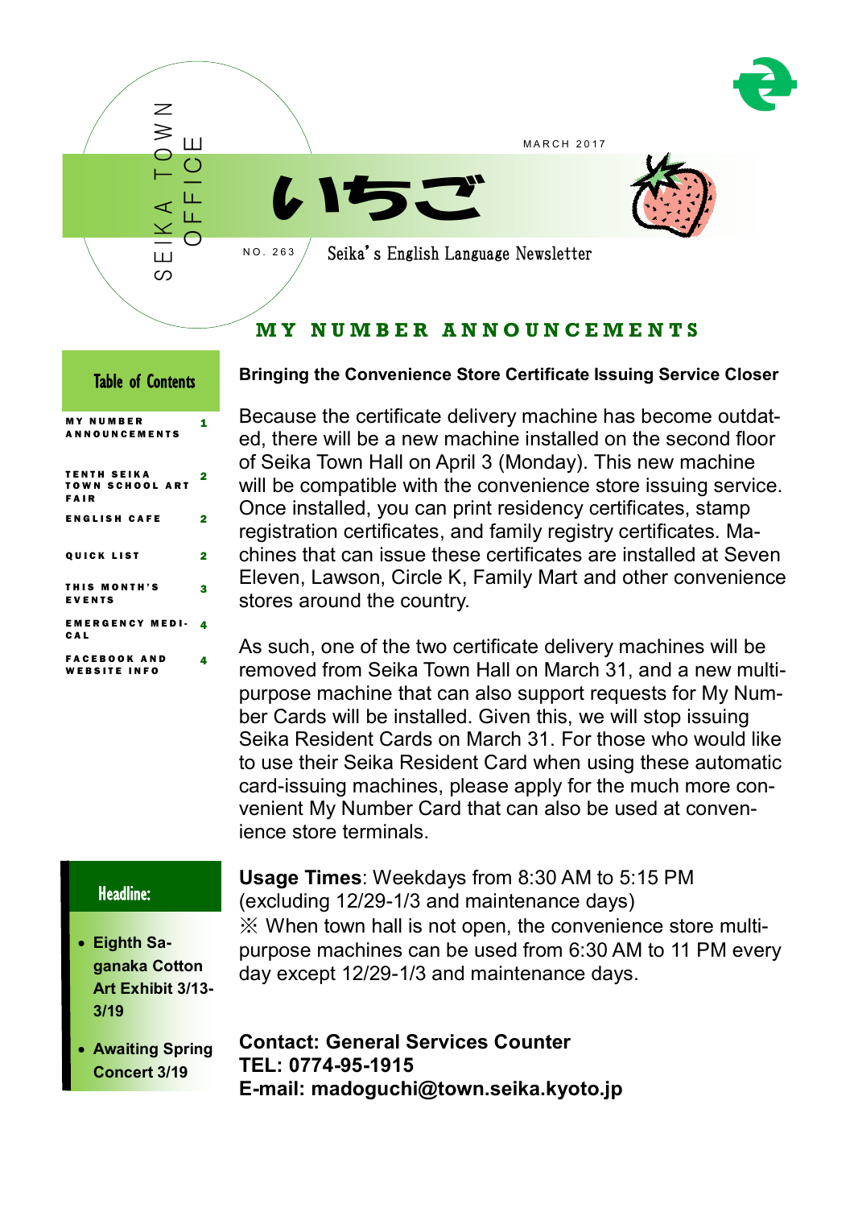SEIKA TOWN OFFICE

MARCH 2017

# いちご

NO. 263

Seika's English Language Newsletter

## MY NUMBER ANNOUNCEMENTS

**Table of Contents**

| | |
|---|---|
| MY NUMBER ANNOUNCEMENTS | 1 |
| TENTH SEIKA TOWN SCHOOL ART FAIR | 2 |
| ENGLISH CAFE | 2 |
| QUICK LIST | 2 |
| THIS MONTH'S EVENTS | 3 |
| EMERGENCY MEDICAL | 4 |
| FACEBOOK AND WEBSITE INFO | 4 |

### Bringing the Convenience Store Certificate Issuing Service Closer

Because the certificate delivery machine has become outdated, there will be a new machine installed on the second floor of Seika Town Hall on April 3 (Monday). This new machine will be compatible with the convenience store issuing service. Once installed, you can print residency certificates, stamp registration certificates, and family registry certificates. Machines that can issue these certificates are installed at Seven Eleven, Lawson, Circle K, Family Mart and other convenience stores around the country.

As such, one of the two certificate delivery machines will be removed from Seika Town Hall on March 31, and a new multipurpose machine that can also support requests for My Number Cards will be installed. Given this, we will stop issuing Seika Resident Cards on March 31. For those who would like to use their Seika Resident Card when using these automatic card-issuing machines, please apply for the much more convenient My Number Card that can also be used at convenience store terminals.

**Usage Times**: Weekdays from 8:30 AM to 5:15 PM (excluding 12/29-1/3 and maintenance days)
※ When town hall is not open, the convenience store multipurpose machines can be used from 6:30 AM to 11 PM every day except 12/29-1/3 and maintenance days.

**Contact: General Services Counter**
**TEL: 0774-95-1915**
**E-mail: madoguchi@town.seika.kyoto.jp**

**Headline:**

- **Eighth Saganaka Cotton Art Exhibit 3/13-3/19**
- **Awaiting Spring Concert 3/19**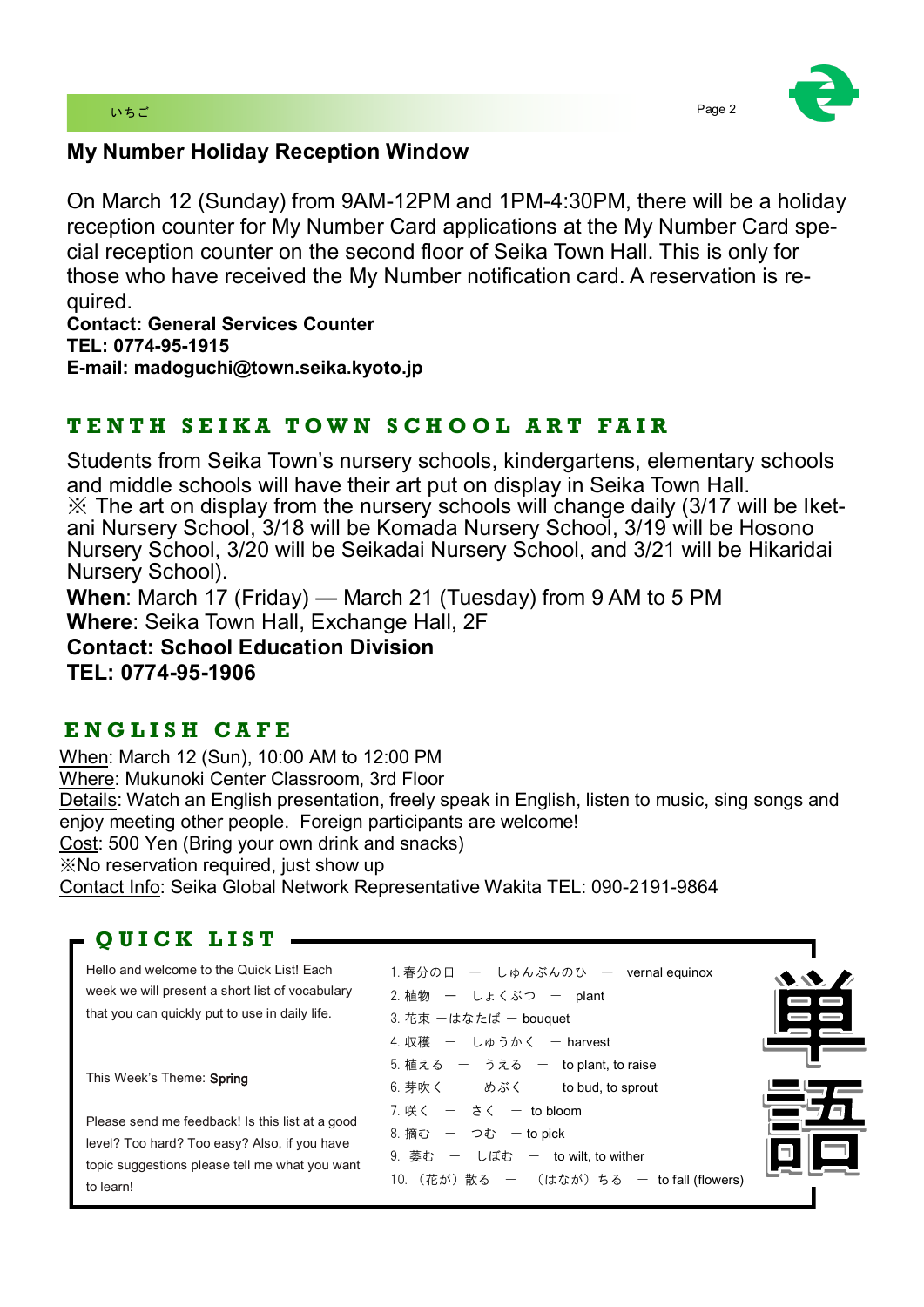## My Number Holiday Reception Window

On March 12 (Sunday) from 9AM-12PM and 1PM-4:30PM, there will be a holiday reception counter for My Number Card applications at the My Number Card special reception counter on the second floor of Seika Town Hall. This is only for those who have received the My Number notification card. A reservation is required.

**Contact: General Services Counter**
**TEL: 0774-95-1915**
**E-mail: madoguchi@town.seika.kyoto.jp**

## TENTH SEIKA TOWN SCHOOL ART FAIR

Students from Seika Town's nursery schools, kindergartens, elementary schools and middle schools will have their art put on display in Seika Town Hall.
※ The art on display from the nursery schools will change daily (3/17 will be Iketani Nursery School, 3/18 will be Komada Nursery School, 3/19 will be Hosono Nursery School, 3/20 will be Seikadai Nursery School, and 3/21 will be Hikaridai Nursery School).

**When**: March 17 (Friday) — March 21 (Tuesday) from 9 AM to 5 PM
**Where**: Seika Town Hall, Exchange Hall, 2F
**Contact: School Education Division**
**TEL: 0774-95-1906**

## ENGLISH CAFE

When: March 12 (Sun), 10:00 AM to 12:00 PM
Where: Mukunoki Center Classroom, 3rd Floor
Details: Watch an English presentation, freely speak in English, listen to music, sing songs and enjoy meeting other people. Foreign participants are welcome!
Cost: 500 Yen (Bring your own drink and snacks)
※No reservation required, just show up
Contact Info: Seika Global Network Representative Wakita TEL: 090-2191-9864

## QUICK LIST

単語

Hello and welcome to the Quick List! Each week we will present a short list of vocabulary that you can quickly put to use in daily life.

This Week's Theme: **Spring**

Please send me feedback! Is this list at a good level? Too hard? Too easy? Also, if you have topic suggestions please tell me what you want to learn!

1. 春分の日 ― しゅんぶんのひ ― vernal equinox
2. 植物 ― しょくぶつ ― plant
3. 花束 ―はなたば ― bouquet
4. 収穫 ― しゅうかく ― harvest
5. 植える ― うえる ― to plant, to raise
6. 芽吹く ― めぶく ― to bud, to sprout
7. 咲く ― さく ― to bloom
8. 摘む ― つむ ― to pick
9. 萎む ― しぼむ ― to wilt, to wither
10. （花が）散る ― （はなが）ちる ― to fall (flowers)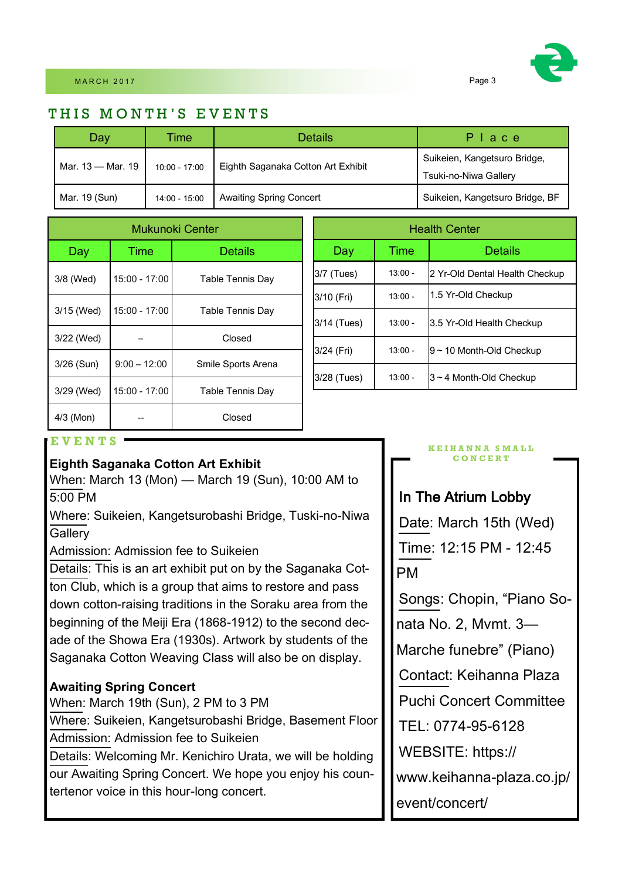## THIS MONTH'S EVENTS

| Day | Time | Details | Place |
|---|---|---|---|
| Mar. 13 — Mar. 19 | 10:00 - 17:00 | Eighth Saganaka Cotton Art Exhibit | Suikeien, Kangetsuro Bridge, Tsuki-no-Niwa Gallery |
| Mar. 19 (Sun) | 14:00 - 15:00 | Awaiting Spring Concert | Suikeien, Kangetsuro Bridge, BF |

### Mukunoki Center

| Day | Time | Details |
|---|---|---|
| 3/8 (Wed) | 15:00 - 17:00 | Table Tennis Day |
| 3/15 (Wed) | 15:00 - 17:00 | Table Tennis Day |
| 3/22 (Wed) | – | Closed |
| 3/26 (Sun) | 9:00 – 12:00 | Smile Sports Arena |
| 3/29 (Wed) | 15:00 - 17:00 | Table Tennis Day |
| 4/3 (Mon) | -- | Closed |

### Health Center

| Day | Time | Details |
|---|---|---|
| 3/7 (Tues) | 13:00 - | 2 Yr-Old Dental Health Checkup |
| 3/10 (Fri) | 13:00 - | 1.5 Yr-Old Checkup |
| 3/14 (Tues) | 13:00 - | 3.5 Yr-Old Health Checkup |
| 3/24 (Fri) | 13:00 - | 9 ~ 10 Month-Old Checkup |
| 3/28 (Tues) | 13:00 - | 3 ~ 4 Month-Old Checkup |

## EVENTS

**Eighth Saganaka Cotton Art Exhibit**

When: March 13 (Mon) — March 19 (Sun), 10:00 AM to 5:00 PM

Where: Suikeien, Kangetsurobashi Bridge, Tuski-no-Niwa Gallery

Admission: Admission fee to Suikeien

Details: This is an art exhibit put on by the Saganaka Cotton Club, which is a group that aims to restore and pass down cotton-raising traditions in the Soraku area from the beginning of the Meiji Era (1868-1912) to the second decade of the Showa Era (1930s). Artwork by students of the Saganaka Cotton Weaving Class will also be on display.

**Awaiting Spring Concert**

When: March 19th (Sun), 2 PM to 3 PM

Where: Suikeien, Kangetsurobashi Bridge, Basement Floor

Admission: Admission fee to Suikeien

Details: Welcoming Mr. Kenichiro Urata, we will be holding our Awaiting Spring Concert. We hope you enjoy his countertenor voice in this hour-long concert.

## KEIHANNA SMALL CONCERT

**In The Atrium Lobby**

Date: March 15th (Wed)

Time: 12:15 PM - 12:45 PM

Songs: Chopin, "Piano Sonata No. 2, Mvmt. 3—Marche funebre" (Piano)

Contact: Keihanna Plaza Puchi Concert Committee

TEL: 0774-95-6128

WEBSITE: https://www.keihanna-plaza.co.jp/event/concert/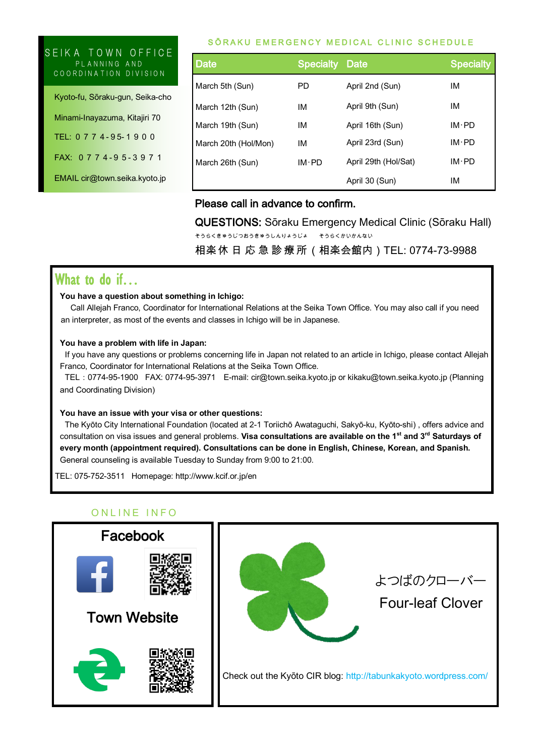# SEIKA TOWN OFFICE
PLANNING AND COORDINATION DIVISION

Kyoto-fu, Sōraku-gun, Seika-cho

Minami-Inayazuma, Kitajiri 70

TEL: ０７７４-９５-１９００

FAX: ０７７４-９５-３９７１

EMAIL cir@town.seika.kyoto.jp

## SŌRAKU EMERGENCY MEDICAL CLINIC SCHEDULE

| Date | Specialty | Date | Specialty |
|---|---|---|---|
| March 5th (Sun) | PD | April 2nd (Sun) | IM |
| March 12th (Sun) | IM | April 9th (Sun) | IM |
| March 19th (Sun) | IM | April 16th (Sun) | IM･PD |
| March 20th (Hol/Mon) | IM | April 23rd (Sun) | IM･PD |
| March 26th (Sun) | IM･PD | April 29th (Hol/Sat) | IM･PD |
| | | April 30 (Sun) | IM |

Please call in advance to confirm.

**QUESTIONS:** Sōraku Emergency Medical Clinic (Sōraku Hall)

相楽休日応急診療所（相楽会館内）TEL: 0774-73-9988

## What to do if…

**You have a question about something in Ichigo:**

Call Allejah Franco, Coordinator for International Relations at the Seika Town Office. You may also call if you need an interpreter, as most of the events and classes in Ichigo will be in Japanese.

**You have a problem with life in Japan:**

If you have any questions or problems concerning life in Japan not related to an article in Ichigo, please contact Allejah Franco, Coordinator for International Relations at the Seika Town Office.

TEL：0774-95-1900　FAX: 0774-95-3971　E-mail: cir@town.seika.kyoto.jp or kikaku@town.seika.kyoto.jp (Planning and Coordinating Division)

**You have an issue with your visa or other questions:**

The Kyōto City International Foundation (located at 2-1 Toriichō Awataguchi, Sakyō-ku, Kyōto-shi) , offers advice and consultation on visa issues and general problems. **Visa consultations are available on the 1st and 3rd Saturdays of every month (appointment required). Consultations can be done in English, Chinese, Korean, and Spanish.** General counseling is available Tuesday to Sunday from 9:00 to 21:00.

TEL: 075-752-3511　Homepage: http://www.kcif.or.jp/en

## ONLINE INFO

### Facebook

### Town Website

よつばのクローバー

Four-leaf Clover

Check out the Kyōto CIR blog: http://tabunkakyoto.wordpress.com/